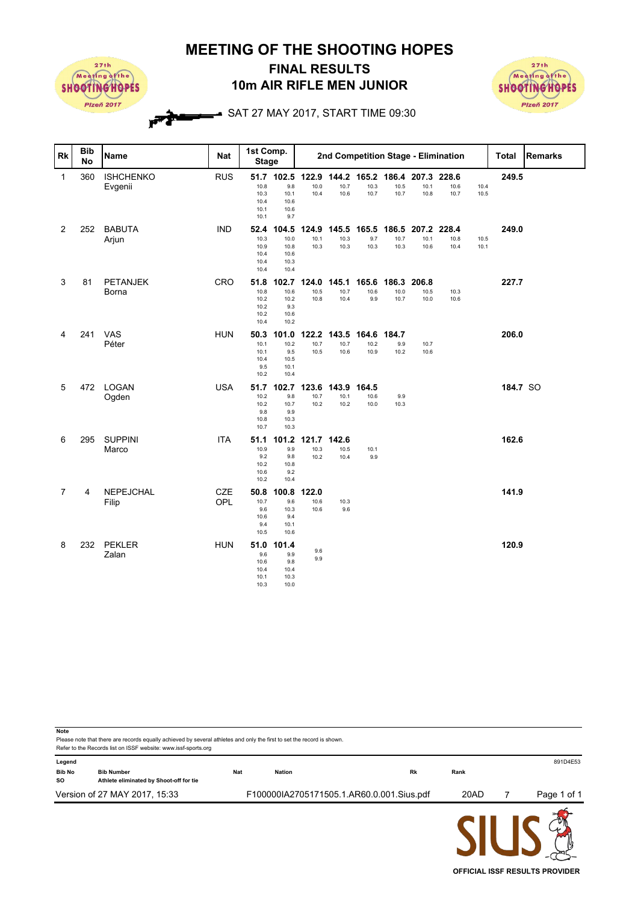# MEETING OF THE SHOOTING HOPES

## FINAL RESULTS

## 10m AIR RIFLE MEN JUNIOR

SAT 27 MAY 2017, START TIME 09:30

| Rk | Bib No | Name | Nat | 1st Comp. Stage | | 2nd Competition Stage - Elimination | | | | | | | | | Total | Remarks |
|---|---|---|---|---|---|---|---|---|---|---|---|---|---|---|---|---|
| 1 | 360 | ISHCHENKO Evgenii | RUS | 51.7<br>10.8<br>10.3<br>10.4<br>10.1<br>10.1 | 102.5<br>9.8<br>10.1<br>10.6<br>10.6<br>9.7 | 122.9<br>10.0<br>10.4 | 144.2<br>10.7<br>10.6 | 165.2<br>10.3<br>10.7 | 186.4<br>10.5<br>10.7 | 207.3<br>10.1<br>10.8 | 228.6<br>10.6<br>10.7 | 10.4<br>10.5 | 249.5 | |
| 2 | 252 | BABUTA Arjun | IND | 52.4<br>10.3<br>10.9<br>10.4<br>10.4<br>10.4 | 104.5<br>10.0<br>10.8<br>10.6<br>10.3<br>10.4 | 124.9<br>10.1<br>10.3 | 145.5<br>10.3<br>10.3 | 165.5<br>9.7<br>10.3 | 186.5<br>10.7<br>10.3 | 207.2<br>10.1<br>10.6 | 228.4<br>10.8<br>10.4 | 10.5<br>10.1 | 249.0 | |
| 3 | 81 | PETANJEK Borna | CRO | 51.8<br>10.8<br>10.2<br>10.2<br>10.2<br>10.4 | 102.7<br>10.6<br>10.2<br>9.3<br>10.6<br>10.2 | 124.0<br>10.5<br>10.8 | 145.1<br>10.7<br>10.4 | 165.6<br>10.6<br>9.9 | 186.3<br>10.0<br>10.7 | 206.8<br>10.5<br>10.0 | 10.3<br>10.6 | | 227.7 | |
| 4 | 241 | VAS Péter | HUN | 50.3<br>10.1<br>10.1<br>10.4<br>9.5<br>10.2 | 101.0<br>10.2<br>9.5<br>10.5<br>10.1<br>10.4 | 122.2<br>10.7<br>10.5 | 143.5<br>10.7<br>10.6 | 164.6<br>10.2<br>10.9 | 184.7<br>9.9<br>10.2 | 10.7<br>10.6 | | | 206.0 | |
| 5 | 472 | LOGAN Ogden | USA | 51.7<br>10.2<br>10.2<br>9.8<br>10.8<br>10.7 | 102.7<br>9.8<br>10.7<br>9.9<br>10.3<br>10.3 | 123.6<br>10.7<br>10.2 | 143.9<br>10.1<br>10.2 | 164.5<br>10.6<br>10.0 | 9.9<br>10.3 | | | | 184.7 | SO |
| 6 | 295 | SUPPINI Marco | ITA | 51.1<br>10.9<br>9.2<br>10.2<br>10.6<br>10.2 | 101.2<br>9.9<br>9.8<br>10.8<br>9.2<br>10.4 | 121.7<br>10.3<br>10.2 | 142.6<br>10.5<br>10.4 | 10.1<br>9.9 | | | | | 162.6 | |
| 7 | 4 | NEPEJCHAL Filip | CZE OPL | 50.8<br>10.7<br>9.6<br>10.6<br>9.4<br>10.5 | 100.8<br>9.6<br>10.3<br>9.4<br>10.1<br>10.6 | 122.0<br>10.6<br>10.6 | 10.3<br>9.6 | | | | | | 141.9 | |
| 8 | 232 | PEKLER Zalan | HUN | 51.0<br>9.6<br>10.6<br>10.4<br>10.1<br>10.3 | 101.4<br>9.9<br>9.8<br>10.4<br>10.3<br>10.0 | 9.6<br>9.9 | | | | | | | 120.9 | |

**Note**
Please note that there are records equally achieved by several athletes and only the first to set the record is shown.
Refer to the Records list on ISSF website: www.issf-sports.org

**Legend**

| | | | | | |
|---|---|---|---|---|---|
| **Bib No** | Bib Number | **Nat** | Nation | **Rk** | Rank |
| **SO** | Athlete eliminated by Shoot-off for tie | | | | |

891D4E53

Version of 27 MAY 2017, 15:33 F100000IA2705171505.1.AR60.0.001.Sius.pdf 20AD 7

OFFICIAL ISSF RESULTS PROVIDER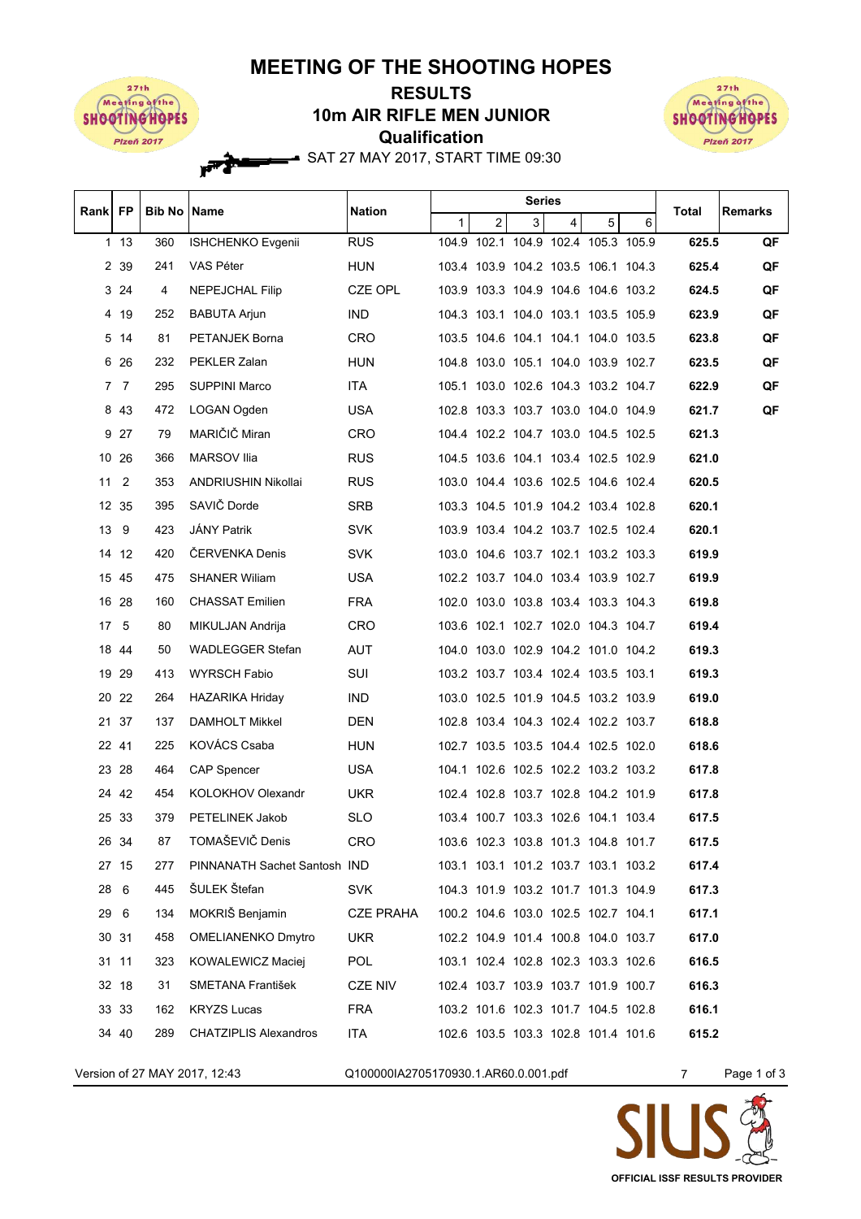# MEETING OF THE SHOOTING HOPES

## RESULTS

## 10m AIR RIFLE MEN JUNIOR

## Qualification

SAT 27 MAY 2017, START TIME 09:30

| Rank | FP | Bib No | Name | Nation | Series 1 | 2 | 3 | 4 | 5 | 6 | Total | Remarks |
|---|---|---|---|---|---|---|---|---|---|---|---|---|
| 1 | 13 | 360 | ISHCHENKO Evgenii | RUS | 104.9 | 102.1 | 104.9 | 102.4 | 105.3 | 105.9 | **625.5** | **QF** |
| 2 | 39 | 241 | VAS Péter | HUN | 103.4 | 103.9 | 104.2 | 103.5 | 106.1 | 104.3 | **625.4** | **QF** |
| 3 | 24 | 4 | NEPEJCHAL Filip | CZE OPL | 103.9 | 103.3 | 104.9 | 104.6 | 104.6 | 103.2 | **624.5** | **QF** |
| 4 | 19 | 252 | BABUTA Arjun | IND | 104.3 | 103.1 | 104.0 | 103.1 | 103.5 | 105.9 | **623.9** | **QF** |
| 5 | 14 | 81 | PETANJEK Borna | CRO | 103.5 | 104.6 | 104.1 | 104.1 | 104.0 | 103.5 | **623.8** | **QF** |
| 6 | 26 | 232 | PEKLER Zalan | HUN | 104.8 | 103.0 | 105.1 | 104.0 | 103.9 | 102.7 | **623.5** | **QF** |
| 7 | 7 | 295 | SUPPINI Marco | ITA | 105.1 | 103.0 | 102.6 | 104.3 | 103.2 | 104.7 | **622.9** | **QF** |
| 8 | 43 | 472 | LOGAN Ogden | USA | 102.8 | 103.3 | 103.7 | 103.0 | 104.0 | 104.9 | **621.7** | **QF** |
| 9 | 27 | 79 | MARIČIČ Miran | CRO | 104.4 | 102.2 | 104.7 | 103.0 | 104.5 | 102.5 | **621.3** | |
| 10 | 26 | 366 | MARSOV Ilia | RUS | 104.5 | 103.6 | 104.1 | 103.4 | 102.5 | 102.9 | **621.0** | |
| 11 | 2 | 353 | ANDRIUSHIN Nikollai | RUS | 103.0 | 104.4 | 103.6 | 102.5 | 104.6 | 102.4 | **620.5** | |
| 12 | 35 | 395 | SAVIČ Dorde | SRB | 103.3 | 104.5 | 101.9 | 104.2 | 103.4 | 102.8 | **620.1** | |
| 13 | 9 | 423 | JÁNY Patrik | SVK | 103.9 | 103.4 | 104.2 | 103.7 | 102.5 | 102.4 | **620.1** | |
| 14 | 12 | 420 | ČERVENKA Denis | SVK | 103.0 | 104.6 | 103.7 | 102.1 | 103.2 | 103.3 | **619.9** | |
| 15 | 45 | 475 | SHANER Wiliam | USA | 102.2 | 103.7 | 104.0 | 103.4 | 103.9 | 102.7 | **619.9** | |
| 16 | 28 | 160 | CHASSAT Emilien | FRA | 102.0 | 103.0 | 103.8 | 103.4 | 103.3 | 104.3 | **619.8** | |
| 17 | 5 | 80 | MIKULJAN Andrija | CRO | 103.6 | 102.1 | 102.7 | 102.0 | 104.3 | 104.7 | **619.4** | |
| 18 | 44 | 50 | WADLEGGER Stefan | AUT | 104.0 | 103.0 | 102.9 | 104.2 | 101.0 | 104.2 | **619.3** | |
| 19 | 29 | 413 | WYRSCH Fabio | SUI | 103.2 | 103.7 | 103.4 | 102.4 | 103.5 | 103.1 | **619.3** | |
| 20 | 22 | 264 | HAZARIKA Hriday | IND | 103.0 | 102.5 | 101.9 | 104.5 | 103.2 | 103.9 | **619.0** | |
| 21 | 37 | 137 | DAMHOLT Mikkel | DEN | 102.8 | 103.4 | 104.3 | 102.4 | 102.2 | 103.7 | **618.8** | |
| 22 | 41 | 225 | KOVÁCS Csaba | HUN | 102.7 | 103.5 | 103.5 | 104.4 | 102.5 | 102.0 | **618.6** | |
| 23 | 28 | 464 | CAP Spencer | USA | 104.1 | 102.6 | 102.5 | 102.2 | 103.2 | 103.2 | **617.8** | |
| 24 | 42 | 454 | KOLOKHOV Olexandr | UKR | 102.4 | 102.8 | 103.7 | 102.8 | 104.2 | 101.9 | **617.8** | |
| 25 | 33 | 379 | PETELINEK Jakob | SLO | 103.4 | 100.7 | 103.3 | 102.6 | 104.1 | 103.4 | **617.5** | |
| 26 | 34 | 87 | TOMAŠEVIČ Denis | CRO | 103.6 | 102.3 | 103.8 | 101.3 | 104.8 | 101.7 | **617.5** | |
| 27 | 15 | 277 | PINNANATH Sachet Santosh | IND | 103.1 | 103.1 | 101.2 | 103.7 | 103.1 | 103.2 | **617.4** | |
| 28 | 6 | 445 | ŠULEK Štefan | SVK | 104.3 | 101.9 | 103.2 | 101.7 | 101.3 | 104.9 | **617.3** | |
| 29 | 6 | 134 | MOKRIŠ Benjamin | CZE PRAHA | 100.2 | 104.6 | 103.0 | 102.5 | 102.7 | 104.1 | **617.1** | |
| 30 | 31 | 458 | OMELIANENKO Dmytro | UKR | 102.2 | 104.9 | 101.4 | 100.8 | 104.0 | 103.7 | **617.0** | |
| 31 | 11 | 323 | KOWALEWICZ Maciej | POL | 103.1 | 102.4 | 102.8 | 102.3 | 103.3 | 102.6 | **616.5** | |
| 32 | 18 | 31 | SMETANA František | CZE NIV | 102.4 | 103.7 | 103.9 | 103.7 | 101.9 | 100.7 | **616.3** | |
| 33 | 33 | 162 | KRYZS Lucas | FRA | 103.2 | 101.6 | 102.3 | 101.7 | 104.5 | 102.8 | **616.1** | |
| 34 | 40 | 289 | CHATZIPLIS Alexandros | ITA | 102.6 | 103.5 | 103.3 | 102.8 | 101.4 | 101.6 | **615.2** | |

Version of 27 MAY 2017, 12:43 Q100000IA2705170930.1.AR60.0.001.pdf 7

OFFICIAL ISSF RESULTS PROVIDER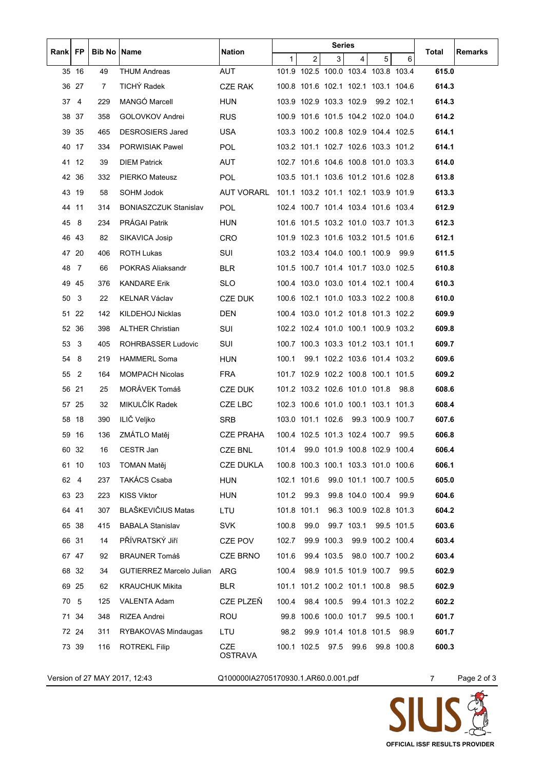| Rank | FP | Bib No | Name | Nation | Series | | | | | | Total | Remarks |
|---|---|---|---|---|---|---|---|---|---|---|---|---|
| | | | | | 1 | 2 | 3 | 4 | 5 | 6 | | |
| 35 | 16 | 49 | THUM Andreas | AUT | 101.9 | 102.5 | 100.0 | 103.4 | 103.8 | 103.4 | **615.0** | |
| 36 | 27 | 7 | TICHÝ Radek | CZE RAK | 100.8 | 101.6 | 102.1 | 102.1 | 103.1 | 104.6 | **614.3** | |
| 37 | 4 | 229 | MANGÓ Marcell | HUN | 103.9 | 102.9 | 103.3 | 102.9 | 99.2 | 102.1 | **614.3** | |
| 38 | 37 | 358 | GOLOVKOV Andrei | RUS | 100.9 | 101.6 | 101.5 | 104.2 | 102.0 | 104.0 | **614.2** | |
| 39 | 35 | 465 | DESROSIERS Jared | USA | 103.3 | 100.2 | 100.8 | 102.9 | 104.4 | 102.5 | **614.1** | |
| 40 | 17 | 334 | PORWISIAK Pawel | POL | 103.2 | 101.1 | 102.7 | 102.6 | 103.3 | 101.2 | **614.1** | |
| 41 | 12 | 39 | DIEM Patrick | AUT | 102.7 | 101.6 | 104.6 | 100.8 | 101.0 | 103.3 | **614.0** | |
| 42 | 36 | 332 | PIERKO Mateusz | POL | 103.5 | 101.1 | 103.6 | 101.2 | 101.6 | 102.8 | **613.8** | |
| 43 | 19 | 58 | SOHM Jodok | AUT VORARL | 101.1 | 103.2 | 101.1 | 102.1 | 103.9 | 101.9 | **613.3** | |
| 44 | 11 | 314 | BONIASZCZUK Stanislav | POL | 102.4 | 100.7 | 101.4 | 103.4 | 101.6 | 103.4 | **612.9** | |
| 45 | 8 | 234 | PRÁGAI Patrik | HUN | 101.6 | 101.5 | 103.2 | 101.0 | 103.7 | 101.3 | **612.3** | |
| 46 | 43 | 82 | SIKAVICA Josip | CRO | 101.9 | 102.3 | 101.6 | 103.2 | 101.5 | 101.6 | **612.1** | |
| 47 | 20 | 406 | ROTH Lukas | SUI | 103.2 | 103.4 | 104.0 | 100.1 | 100.9 | 99.9 | **611.5** | |
| 48 | 7 | 66 | POKRAS Aliaksandr | BLR | 101.5 | 100.7 | 101.4 | 101.7 | 103.0 | 102.5 | **610.8** | |
| 49 | 45 | 376 | KANDARE Erik | SLO | 100.4 | 103.0 | 103.0 | 101.4 | 102.1 | 100.4 | **610.3** | |
| 50 | 3 | 22 | KELNAR Václav | CZE DUK | 100.6 | 102.1 | 101.0 | 103.3 | 102.2 | 100.8 | **610.0** | |
| 51 | 22 | 142 | KILDEHOJ Nicklas | DEN | 100.4 | 103.0 | 101.2 | 101.8 | 101.3 | 102.2 | **609.9** | |
| 52 | 36 | 398 | ALTHER Christian | SUI | 102.2 | 102.4 | 101.0 | 100.1 | 100.9 | 103.2 | **609.8** | |
| 53 | 3 | 405 | ROHRBASSER Ludovic | SUI | 100.7 | 100.3 | 103.3 | 101.2 | 103.1 | 101.1 | **609.7** | |
| 54 | 8 | 219 | HAMMERL Soma | HUN | 100.1 | 99.1 | 102.2 | 103.6 | 101.4 | 103.2 | **609.6** | |
| 55 | 2 | 164 | MOMPACH Nicolas | FRA | 101.7 | 102.9 | 102.2 | 100.8 | 100.1 | 101.5 | **609.2** | |
| 56 | 21 | 25 | MORÁVEK Tomáš | CZE DUK | 101.2 | 103.2 | 102.6 | 101.0 | 101.8 | 98.8 | **608.6** | |
| 57 | 25 | 32 | MIKULČÍK Radek | CZE LBC | 102.3 | 100.6 | 101.0 | 100.1 | 103.1 | 101.3 | **608.4** | |
| 58 | 18 | 390 | ILIČ Veljko | SRB | 103.0 | 101.1 | 102.6 | 99.3 | 100.9 | 100.7 | **607.6** | |
| 59 | 16 | 136 | ZMÁTLO Matěj | CZE PRAHA | 100.4 | 102.5 | 101.3 | 102.4 | 100.7 | 99.5 | **606.8** | |
| 60 | 32 | 16 | CESTR Jan | CZE BNL | 101.4 | 99.0 | 101.9 | 100.8 | 102.9 | 100.4 | **606.4** | |
| 61 | 10 | 103 | TOMAN Matěj | CZE DUKLA | 100.8 | 100.3 | 100.1 | 103.3 | 101.0 | 100.6 | **606.1** | |
| 62 | 4 | 237 | TAKÁCS Csaba | HUN | 102.1 | 101.6 | 99.0 | 101.1 | 100.7 | 100.5 | **605.0** | |
| 63 | 23 | 223 | KISS Viktor | HUN | 101.2 | 99.3 | 99.8 | 104.0 | 100.4 | 99.9 | **604.6** | |
| 64 | 41 | 307 | BLAŠKEVIČIUS Matas | LTU | 101.8 | 101.1 | 96.3 | 100.9 | 102.8 | 101.3 | **604.2** | |
| 65 | 38 | 415 | BABALA Stanislav | SVK | 100.8 | 99.0 | 99.7 | 103.1 | 99.5 | 101.5 | **603.6** | |
| 66 | 31 | 14 | PŘÍVRATSKÝ Jiří | CZE POV | 102.7 | 99.9 | 100.3 | 99.9 | 100.2 | 100.4 | **603.4** | |
| 67 | 47 | 92 | BRAUNER Tomáš | CZE BRNO | 101.6 | 99.4 | 103.5 | 98.0 | 100.7 | 100.2 | **603.4** | |
| 68 | 32 | 34 | GUTIERREZ Marcelo Julian | ARG | 100.4 | 98.9 | 101.5 | 101.9 | 100.7 | 99.5 | **602.9** | |
| 69 | 25 | 62 | KRAUCHUK Mikita | BLR | 101.1 | 101.2 | 100.2 | 101.1 | 100.8 | 98.5 | **602.9** | |
| 70 | 5 | 125 | VALENTA Adam | CZE PLZEŇ | 100.4 | 98.4 | 100.5 | 99.4 | 101.3 | 102.2 | **602.2** | |
| 71 | 34 | 348 | RIZEA Andrei | ROU | 99.8 | 100.6 | 100.0 | 101.7 | 99.5 | 100.1 | **601.7** | |
| 72 | 24 | 311 | RYBAKOVAS Mindaugas | LTU | 98.2 | 99.9 | 101.4 | 101.8 | 101.5 | 98.9 | **601.7** | |
| 73 | 39 | 116 | ROTREKL Filip | CZE OSTRAVA | 100.1 | 102.5 | 97.5 | 99.6 | 99.8 | 100.8 | **600.3** | |

Version of 27 MAY 2017, 12:43 Q100000IA2705170930.1.AR60.0.001.pdf 7

OFFICIAL ISSF RESULTS PROVIDER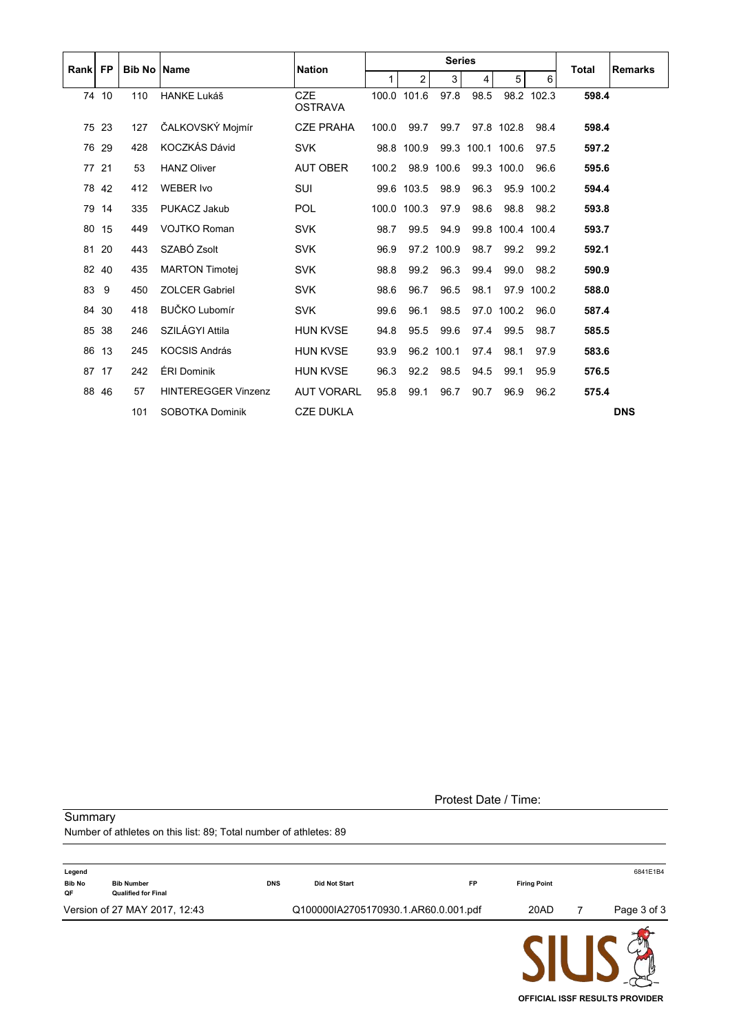| Rank | FP | Bib No | Name | Nation | Series | | | | | | Total | Remarks |
|---|---|---|---|---|---|---|---|---|---|---|---|---|
| | | | | | 1 | 2 | 3 | 4 | 5 | 6 | | |
| 74 | 10 | 110 | HANKE Lukáš | CZE OSTRAVA | 100.0 | 101.6 | 97.8 | 98.5 | 98.2 | 102.3 | **598.4** | |
| 75 | 23 | 127 | ČALKOVSKÝ Mojmír | CZE PRAHA | 100.0 | 99.7 | 99.7 | 97.8 | 102.8 | 98.4 | **598.4** | |
| 76 | 29 | 428 | KOCZKÁS Dávid | SVK | 98.8 | 100.9 | 99.3 | 100.1 | 100.6 | 97.5 | **597.2** | |
| 77 | 21 | 53 | HANZ Oliver | AUT OBER | 100.2 | 98.9 | 100.6 | 99.3 | 100.0 | 96.6 | **595.6** | |
| 78 | 42 | 412 | WEBER Ivo | SUI | 99.6 | 103.5 | 98.9 | 96.3 | 95.9 | 100.2 | **594.4** | |
| 79 | 14 | 335 | PUKACZ Jakub | POL | 100.0 | 100.3 | 97.9 | 98.6 | 98.8 | 98.2 | **593.8** | |
| 80 | 15 | 449 | VOJTKO Roman | SVK | 98.7 | 99.5 | 94.9 | 99.8 | 100.4 | 100.4 | **593.7** | |
| 81 | 20 | 443 | SZABÓ Zsolt | SVK | 96.9 | 97.2 | 100.9 | 98.7 | 99.2 | 99.2 | **592.1** | |
| 82 | 40 | 435 | MARTON Timotej | SVK | 98.8 | 99.2 | 96.3 | 99.4 | 99.0 | 98.2 | **590.9** | |
| 83 | 9 | 450 | ZOLCER Gabriel | SVK | 98.6 | 96.7 | 96.5 | 98.1 | 97.9 | 100.2 | **588.0** | |
| 84 | 30 | 418 | BUČKO Lubomír | SVK | 99.6 | 96.1 | 98.5 | 97.0 | 100.2 | 96.0 | **587.4** | |
| 85 | 38 | 246 | SZILÁGYI Attila | HUN KVSE | 94.8 | 95.5 | 99.6 | 97.4 | 99.5 | 98.7 | **585.5** | |
| 86 | 13 | 245 | KOCSIS András | HUN KVSE | 93.9 | 96.2 | 100.1 | 97.4 | 98.1 | 97.9 | **583.6** | |
| 87 | 17 | 242 | ÉRI Dominik | HUN KVSE | 96.3 | 92.2 | 98.5 | 94.5 | 99.1 | 95.9 | **576.5** | |
| 88 | 46 | 57 | HINTEREGGER Vinzenz | AUT VORARL | 95.8 | 99.1 | 96.7 | 90.7 | 96.9 | 96.2 | **575.4** | |
| | | 101 | SOBOTKA Dominik | CZE DUKLA | | | | | | | | **DNS** |

Protest Date / Time:

Summary

Number of athletes on this list: 89; Total number of athletes: 89

**Legend**

| | | | | | |
|---|---|---|---|---|---|
| **Bib No** | **Bib Number** | **DNS** | **Did Not Start** | **FP** | **Firing Point** |
| **QF** | **Qualified for Final** | | | | |

6841E1B4

Version of 27 MAY 2017, 12:43 Q100000IA2705170930.1.AR60.0.001.pdf 20AD 7

SIUS

**OFFICIAL ISSF RESULTS PROVIDER**